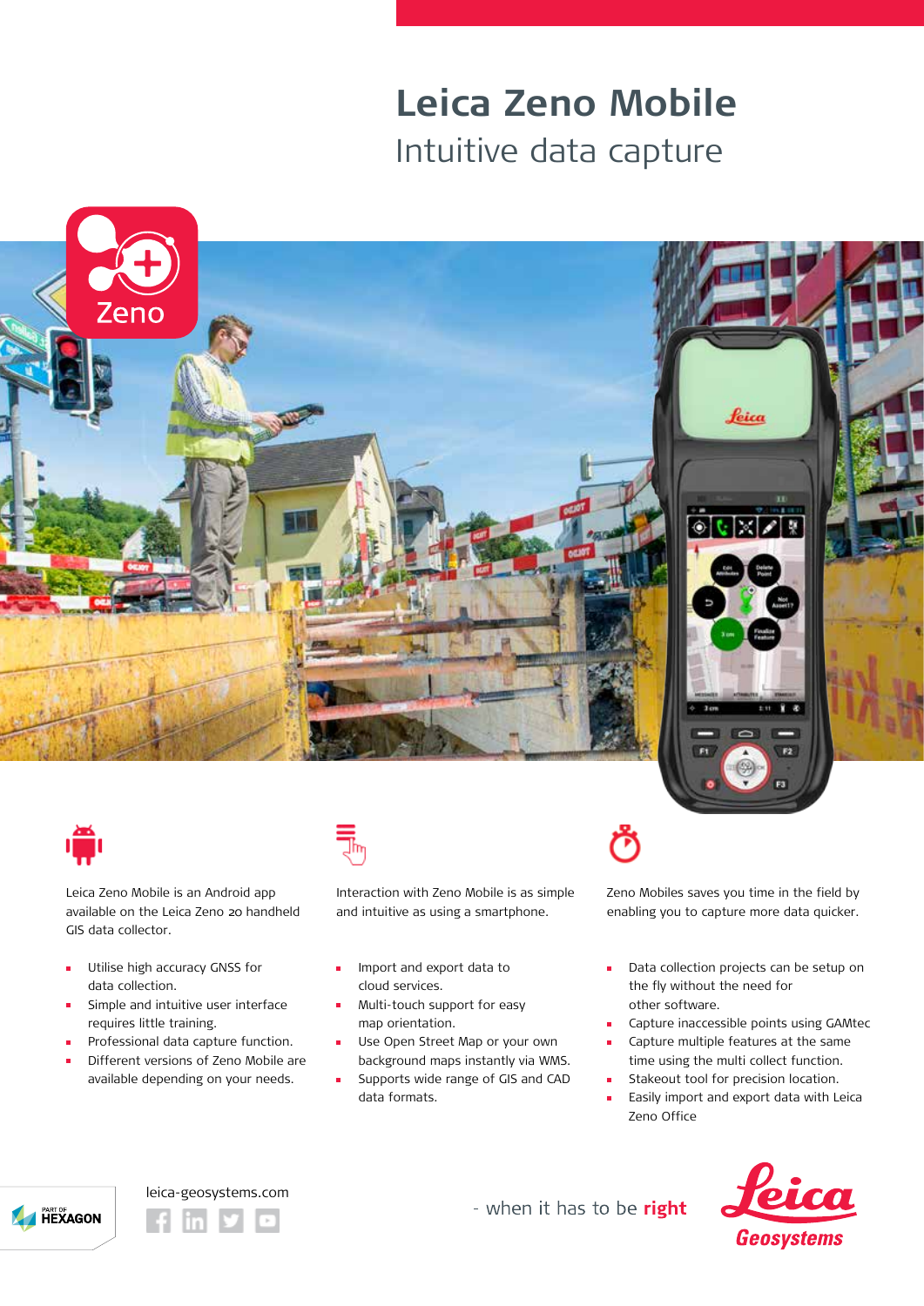# Leica Zeno Mobile

## Intuitive data capture

Leica Zeno Mobile is an Android app available on the Leica Zeno 20 handheld GIS data collector.

- Utilise high accuracy GNSS for data collection.
- Simple and intuitive user interface requires little training.
- Professional data capture function.
- Different versions of Zeno Mobile are available depending on your needs.

Interaction with Zeno Mobile is as simple and intuitive as using a smartphone.

- Import and export data to cloud services.
- Multi-touch support for easy map orientation.
- Use Open Street Map or your own background maps instantly via WMS.
- Supports wide range of GIS and CAD data formats.

Zeno Mobiles saves you time in the field by enabling you to capture more data quicker.

- Data collection projects can be setup on the fly without the need for other software.
- Capture inaccessible points using GAMtec
- Capture multiple features at the same time using the multi collect function.
- Stakeout tool for precision location.
- Easily import and export data with Leica Zeno Office

leica-geosystems.com

- when it has to be **right**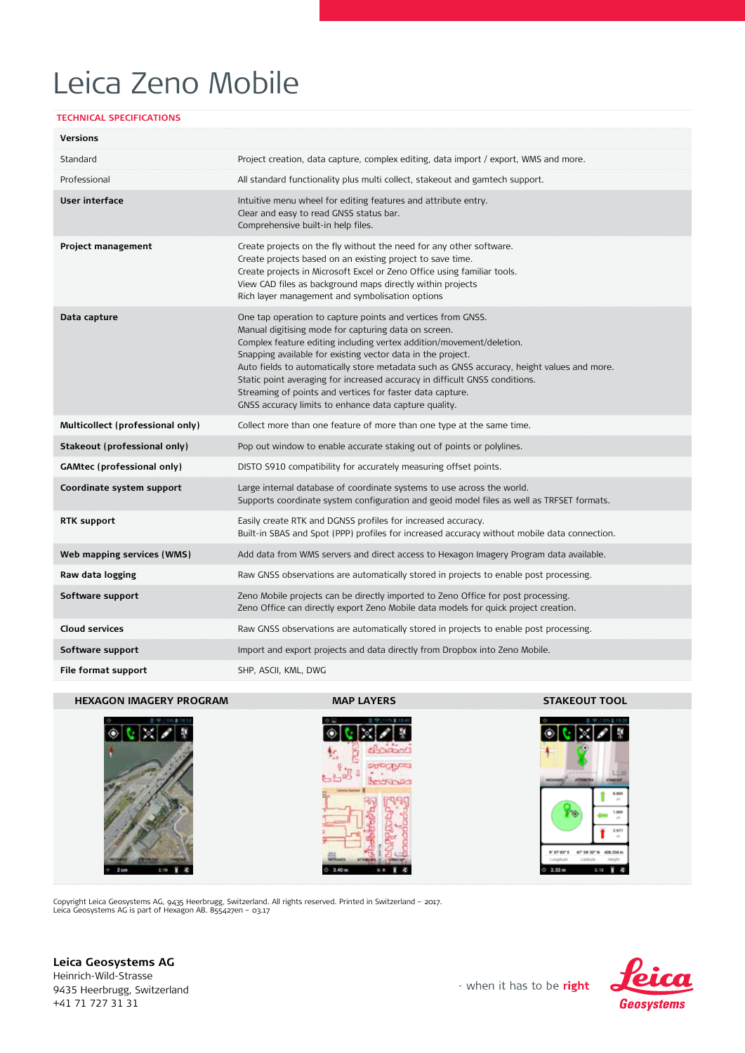# Leica Zeno Mobile

## TECHNICAL SPECIFICATIONS

| | |
|---|---|
| **Versions** | |
| Standard | Project creation, data capture, complex editing, data import / export, WMS and more. |
| Professional | All standard functionality plus multi collect, stakeout and gamtech support. |
| **User interface** | Intuitive menu wheel for editing features and attribute entry.<br>Clear and easy to read GNSS status bar.<br>Comprehensive built-in help files. |
| **Project management** | Create projects on the fly without the need for any other software.<br>Create projects based on an existing project to save time.<br>Create projects in Microsoft Excel or Zeno Office using familiar tools.<br>View CAD files as background maps directly within projects<br>Rich layer management and symbolisation options |
| **Data capture** | One tap operation to capture points and vertices from GNSS.<br>Manual digitising mode for capturing data on screen.<br>Complex feature editing including vertex addition/movement/deletion.<br>Snapping available for existing vector data in the project.<br>Auto fields to automatically store metadata such as GNSS accuracy, height values and more.<br>Static point averaging for increased accuracy in difficult GNSS conditions.<br>Streaming of points and vertices for faster data capture.<br>GNSS accuracy limits to enhance data capture quality. |
| **Multicollect (professional only)** | Collect more than one feature of more than one type at the same time. |
| **Stakeout (professional only)** | Pop out window to enable accurate staking out of points or polylines. |
| **GAMtec (professional only)** | DISTO S910 compatibility for accurately measuring offset points. |
| **Coordinate system support** | Large internal database of coordinate systems to use across the world.<br>Supports coordinate system configuration and geoid model files as well as TRFSET formats. |
| **RTK support** | Easily create RTK and DGNSS profiles for increased accuracy.<br>Built-in SBAS and Spot (PPP) profiles for increased accuracy without mobile data connection. |
| **Web mapping services (WMS)** | Add data from WMS servers and direct access to Hexagon Imagery Program data available. |
| **Raw data logging** | Raw GNSS observations are automatically stored in projects to enable post processing. |
| **Software support** | Zeno Mobile projects can be directly imported to Zeno Office for post processing.<br>Zeno Office can directly export Zeno Mobile data models for quick project creation. |
| **Cloud services** | Raw GNSS observations are automatically stored in projects to enable post processing. |
| **Software support** | Import and export projects and data directly from Dropbox into Zeno Mobile. |
| **File format support** | SHP, ASCII, KML, DWG |

**HEXAGON IMAGERY PROGRAM** | **MAP LAYERS** | **STAKEOUT TOOL**

Copyright Leica Geosystems AG, 9435 Heerbrugg, Switzerland. All rights reserved. Printed in Switzerland – 2017.
Leica Geosystems AG is part of Hexagon AB. 855427en – 03.17

**Leica Geosystems AG**
Heinrich-Wild-Strasse
9435 Heerbrugg, Switzerland
+41 71 727 31 31

- when it has to be **right**

Leica Geosystems